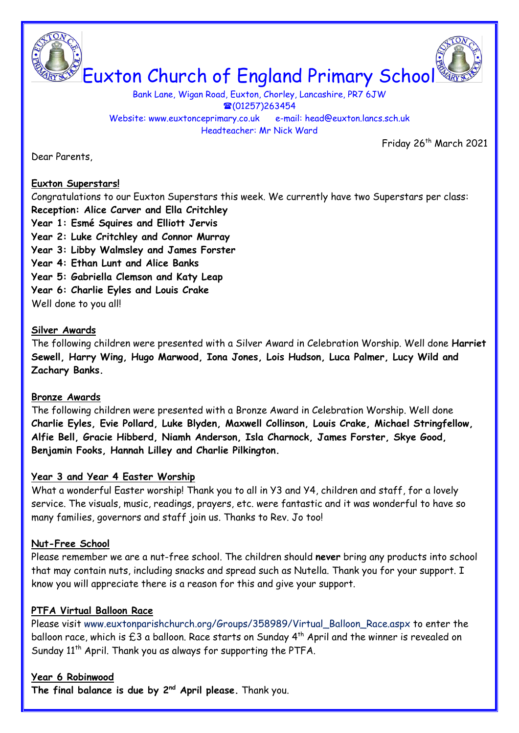# Euxton Church of England Primary School

Bank Lane, Wigan Road, Euxton, Chorley, Lancashire, PR7 6JW
☎(01257)263454
Website: www.euxtonceprimary.co.uk e-mail: head@euxton.lancs.sch.uk
Headteacher: Mr Nick Ward

Friday 26th March 2021

Dear Parents,

**Euxton Superstars!**

Congratulations to our Euxton Superstars this week. We currently have two Superstars per class:

**Reception: Alice Carver and Ella Critchley**
**Year 1: Esmé Squires and Elliott Jervis**
**Year 2: Luke Critchley and Connor Murray**
**Year 3: Libby Walmsley and James Forster**
**Year 4: Ethan Lunt and Alice Banks**
**Year 5: Gabriella Clemson and Katy Leap**
**Year 6: Charlie Eyles and Louis Crake**

Well done to you all!

**Silver Awards**

The following children were presented with a Silver Award in Celebration Worship. Well done **Harriet Sewell, Harry Wing, Hugo Marwood, Iona Jones, Lois Hudson, Luca Palmer, Lucy Wild and Zachary Banks.**

**Bronze Awards**

The following children were presented with a Bronze Award in Celebration Worship. Well done **Charlie Eyles, Evie Pollard, Luke Blyden, Maxwell Collinson, Louis Crake, Michael Stringfellow, Alfie Bell, Gracie Hibberd, Niamh Anderson, Isla Charnock, James Forster, Skye Good, Benjamin Fooks, Hannah Lilley and Charlie Pilkington.**

**Year 3 and Year 4 Easter Worship**

What a wonderful Easter worship! Thank you to all in Y3 and Y4, children and staff, for a lovely service. The visuals, music, readings, prayers, etc. were fantastic and it was wonderful to have so many families, governors and staff join us. Thanks to Rev. Jo too!

**Nut-Free School**

Please remember we are a nut-free school. The children should **never** bring any products into school that may contain nuts, including snacks and spread such as Nutella. Thank you for your support. I know you will appreciate there is a reason for this and give your support.

**PTFA Virtual Balloon Race**

Please visit www.euxtonparishchurch.org/Groups/358989/Virtual_Balloon_Race.aspx to enter the balloon race, which is £3 a balloon. Race starts on Sunday 4th April and the winner is revealed on Sunday 11th April. Thank you as always for supporting the PTFA.

**Year 6 Robinwood**

**The final balance is due by 2nd April please.** Thank you.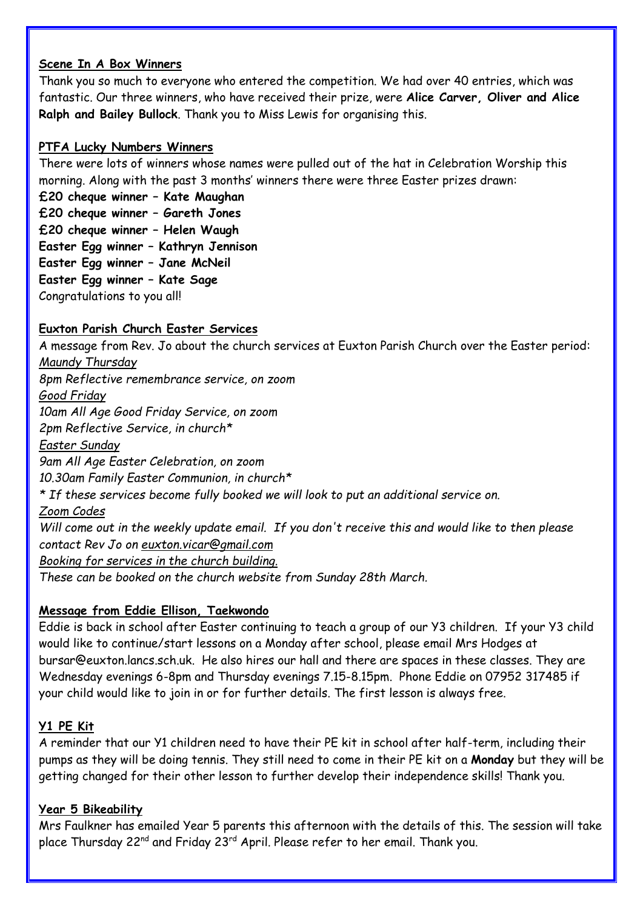**Scene In A Box Winners**

Thank you so much to everyone who entered the competition. We had over 40 entries, which was fantastic. Our three winners, who have received their prize, were **Alice Carver, Oliver and Alice Ralph and Bailey Bullock**. Thank you to Miss Lewis for organising this.

**PTFA Lucky Numbers Winners**

There were lots of winners whose names were pulled out of the hat in Celebration Worship this morning. Along with the past 3 months' winners there were three Easter prizes drawn:

**£20 cheque winner – Kate Maughan**
**£20 cheque winner – Gareth Jones**
**£20 cheque winner – Helen Waugh**
**Easter Egg winner – Kathryn Jennison**
**Easter Egg winner – Jane McNeil**
**Easter Egg winner – Kate Sage**

Congratulations to you all!

**Euxton Parish Church Easter Services**

A message from Rev. Jo about the church services at Euxton Parish Church over the Easter period:

*Maundy Thursday*
*8pm Reflective remembrance service, on zoom*
*Good Friday*
*10am All Age Good Friday Service, on zoom*
*2pm Reflective Service, in church**
*Easter Sunday*
*9am All Age Easter Celebration, on zoom*
*10.30am Family Easter Communion, in church**
** If these services become fully booked we will look to put an additional service on.*
*Zoom Codes*
*Will come out in the weekly update email. If you don't receive this and would like to then please contact Rev Jo on euxton.vicar@gmail.com*
*Booking for services in the church building.*
*These can be booked on the church website from Sunday 28th March.*

**Message from Eddie Ellison, Taekwondo**

Eddie is back in school after Easter continuing to teach a group of our Y3 children. If your Y3 child would like to continue/start lessons on a Monday after school, please email Mrs Hodges at bursar@euxton.lancs.sch.uk. He also hires our hall and there are spaces in these classes. They are Wednesday evenings 6-8pm and Thursday evenings 7.15-8.15pm. Phone Eddie on 07952 317485 if your child would like to join in or for further details. The first lesson is always free.

**Y1 PE Kit**

A reminder that our Y1 children need to have their PE kit in school after half-term, including their pumps as they will be doing tennis. They still need to come in their PE kit on a **Monday** but they will be getting changed for their other lesson to further develop their independence skills! Thank you.

**Year 5 Bikeability**

Mrs Faulkner has emailed Year 5 parents this afternoon with the details of this. The session will take place Thursday 22nd and Friday 23rd April. Please refer to her email. Thank you.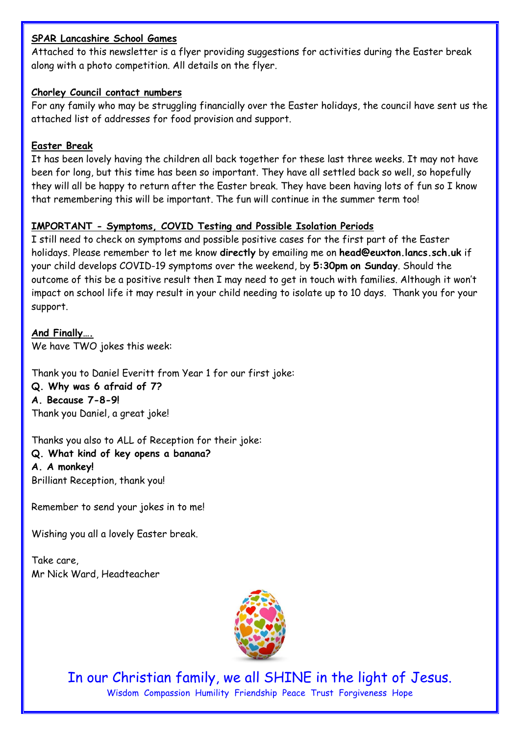**SPAR Lancashire School Games**

Attached to this newsletter is a flyer providing suggestions for activities during the Easter break along with a photo competition. All details on the flyer.

**Chorley Council contact numbers**

For any family who may be struggling financially over the Easter holidays, the council have sent us the attached list of addresses for food provision and support.

**Easter Break**

It has been lovely having the children all back together for these last three weeks. It may not have been for long, but this time has been so important. They have all settled back so well, so hopefully they will all be happy to return after the Easter break. They have been having lots of fun so I know that remembering this will be important. The fun will continue in the summer term too!

**IMPORTANT - Symptoms, COVID Testing and Possible Isolation Periods**

I still need to check on symptoms and possible positive cases for the first part of the Easter holidays. Please remember to let me know **directly** by emailing me on **head@euxton.lancs.sch.uk** if your child develops COVID-19 symptoms over the weekend, by **5:30pm on Sunday**. Should the outcome of this be a positive result then I may need to get in touch with families. Although it won't impact on school life it may result in your child needing to isolate up to 10 days. Thank you for your support.

**And Finally….**

We have TWO jokes this week:

Thank you to Daniel Everitt from Year 1 for our first joke:
**Q. Why was 6 afraid of 7?**
**A. Because 7-8-9!**
Thank you Daniel, a great joke!

Thanks you also to ALL of Reception for their joke:
**Q. What kind of key opens a banana?**
**A. A monkey!**
Brilliant Reception, thank you!

Remember to send your jokes in to me!

Wishing you all a lovely Easter break.

Take care,
Mr Nick Ward, Headteacher

In our Christian family, we all SHINE in the light of Jesus.
Wisdom Compassion Humility Friendship Peace Trust Forgiveness Hope